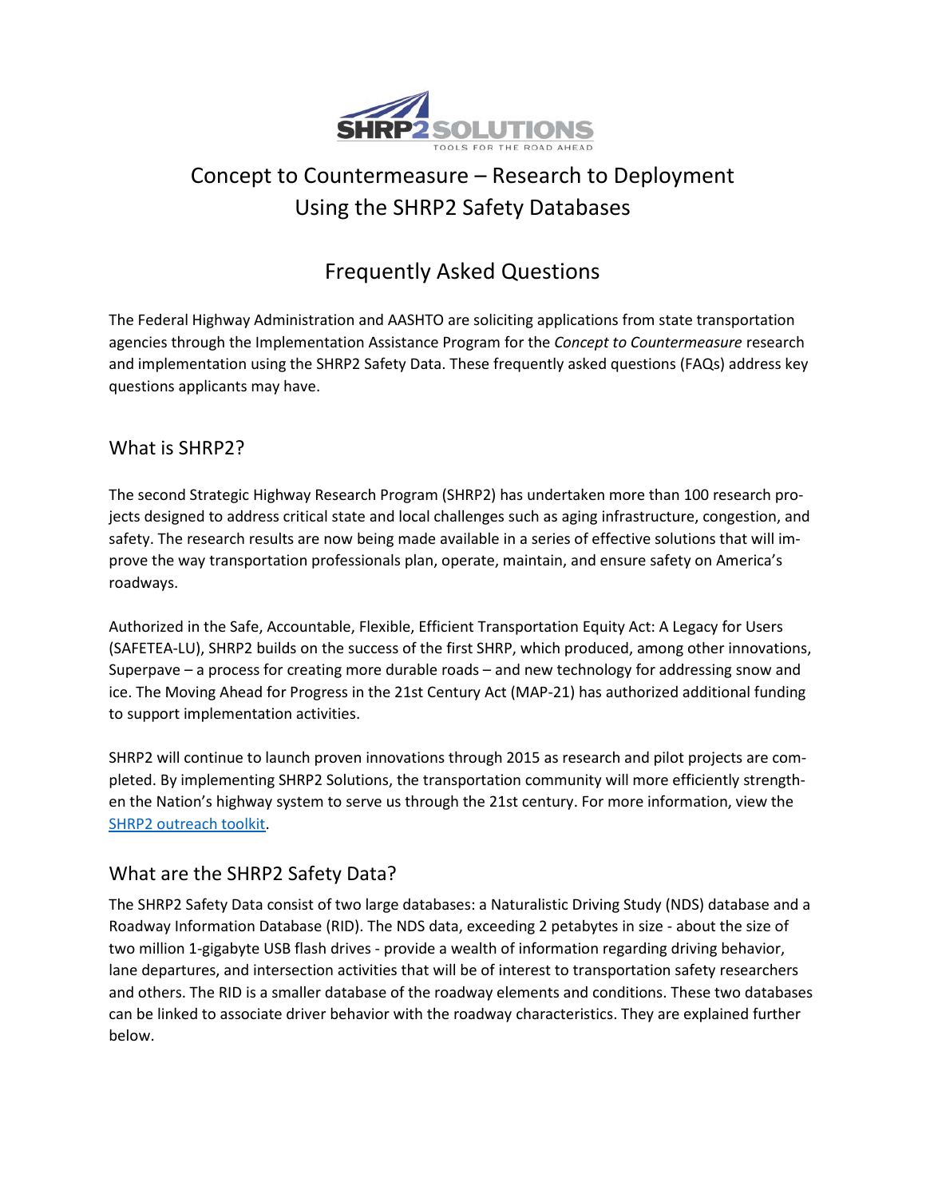# Concept to Countermeasure – Research to Deployment Using the SHRP2 Safety Databases

## Frequently Asked Questions

The Federal Highway Administration and AASHTO are soliciting applications from state transportation agencies through the Implementation Assistance Program for the *Concept to Countermeasure* research and implementation using the SHRP2 Safety Data. These frequently asked questions (FAQs) address key questions applicants may have.

## What is SHRP2?

The second Strategic Highway Research Program (SHRP2) has undertaken more than 100 research projects designed to address critical state and local challenges such as aging infrastructure, congestion, and safety. The research results are now being made available in a series of effective solutions that will improve the way transportation professionals plan, operate, maintain, and ensure safety on America's roadways.

Authorized in the Safe, Accountable, Flexible, Efficient Transportation Equity Act: A Legacy for Users (SAFETEA-LU), SHRP2 builds on the success of the first SHRP, which produced, among other innovations, Superpave – a process for creating more durable roads – and new technology for addressing snow and ice. The Moving Ahead for Progress in the 21st Century Act (MAP-21) has authorized additional funding to support implementation activities.

SHRP2 will continue to launch proven innovations through 2015 as research and pilot projects are completed. By implementing SHRP2 Solutions, the transportation community will more efficiently strengthen the Nation's highway system to serve us through the 21st century. For more information, view the SHRP2 outreach toolkit.

## What are the SHRP2 Safety Data?

The SHRP2 Safety Data consist of two large databases: a Naturalistic Driving Study (NDS) database and a Roadway Information Database (RID). The NDS data, exceeding 2 petabytes in size - about the size of two million 1-gigabyte USB flash drives - provide a wealth of information regarding driving behavior, lane departures, and intersection activities that will be of interest to transportation safety researchers and others. The RID is a smaller database of the roadway elements and conditions. These two databases can be linked to associate driver behavior with the roadway characteristics. They are explained further below.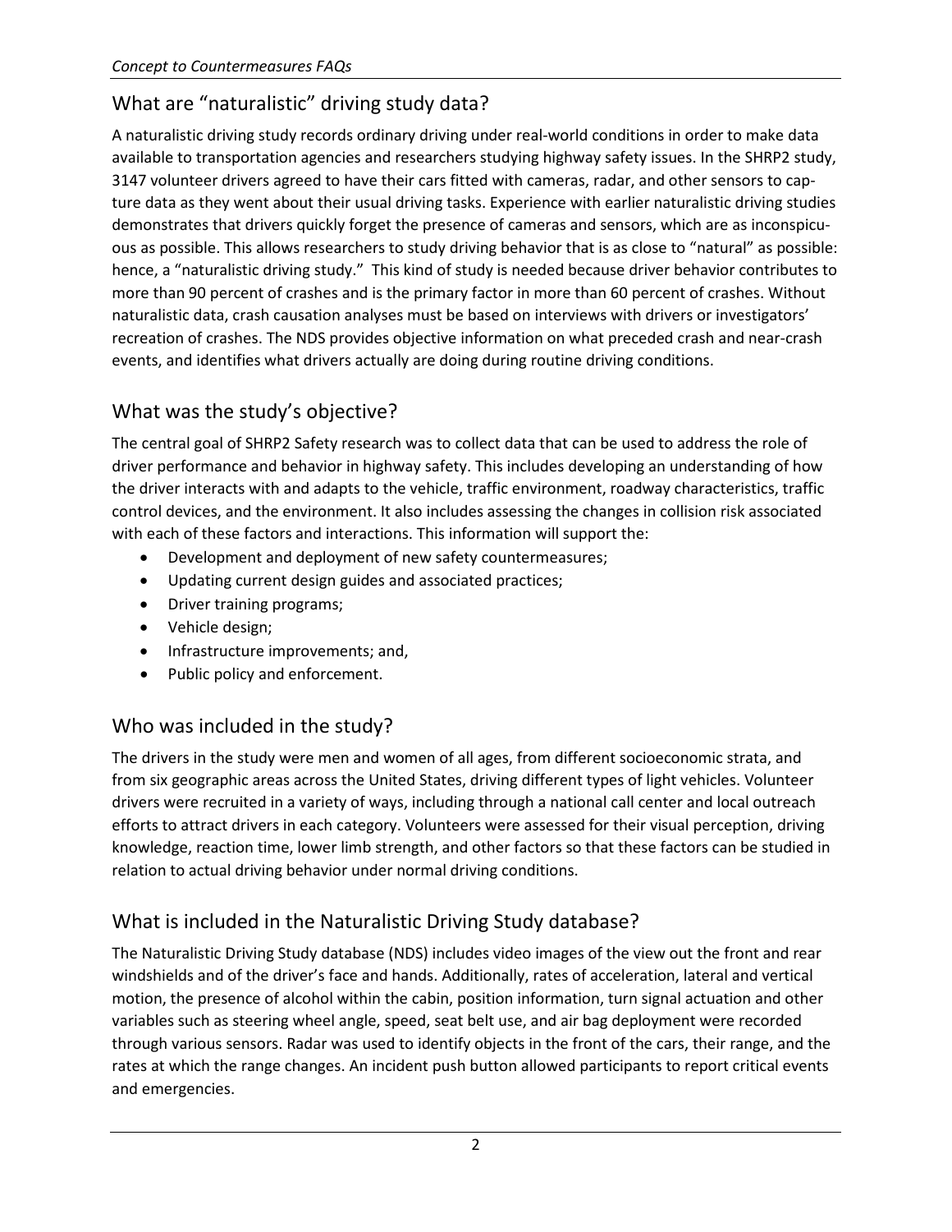## What are "naturalistic" driving study data?

A naturalistic driving study records ordinary driving under real-world conditions in order to make data available to transportation agencies and researchers studying highway safety issues. In the SHRP2 study, 3147 volunteer drivers agreed to have their cars fitted with cameras, radar, and other sensors to capture data as they went about their usual driving tasks. Experience with earlier naturalistic driving studies demonstrates that drivers quickly forget the presence of cameras and sensors, which are as inconspicuous as possible. This allows researchers to study driving behavior that is as close to "natural" as possible: hence, a "naturalistic driving study." This kind of study is needed because driver behavior contributes to more than 90 percent of crashes and is the primary factor in more than 60 percent of crashes. Without naturalistic data, crash causation analyses must be based on interviews with drivers or investigators' recreation of crashes. The NDS provides objective information on what preceded crash and near-crash events, and identifies what drivers actually are doing during routine driving conditions.

## What was the study's objective?

The central goal of SHRP2 Safety research was to collect data that can be used to address the role of driver performance and behavior in highway safety. This includes developing an understanding of how the driver interacts with and adapts to the vehicle, traffic environment, roadway characteristics, traffic control devices, and the environment. It also includes assessing the changes in collision risk associated with each of these factors and interactions. This information will support the:

- Development and deployment of new safety countermeasures;
- Updating current design guides and associated practices;
- Driver training programs;
- Vehicle design;
- Infrastructure improvements; and,
- Public policy and enforcement.

## Who was included in the study?

The drivers in the study were men and women of all ages, from different socioeconomic strata, and from six geographic areas across the United States, driving different types of light vehicles. Volunteer drivers were recruited in a variety of ways, including through a national call center and local outreach efforts to attract drivers in each category. Volunteers were assessed for their visual perception, driving knowledge, reaction time, lower limb strength, and other factors so that these factors can be studied in relation to actual driving behavior under normal driving conditions.

## What is included in the Naturalistic Driving Study database?

The Naturalistic Driving Study database (NDS) includes video images of the view out the front and rear windshields and of the driver's face and hands. Additionally, rates of acceleration, lateral and vertical motion, the presence of alcohol within the cabin, position information, turn signal actuation and other variables such as steering wheel angle, speed, seat belt use, and air bag deployment were recorded through various sensors. Radar was used to identify objects in the front of the cars, their range, and the rates at which the range changes. An incident push button allowed participants to report critical events and emergencies.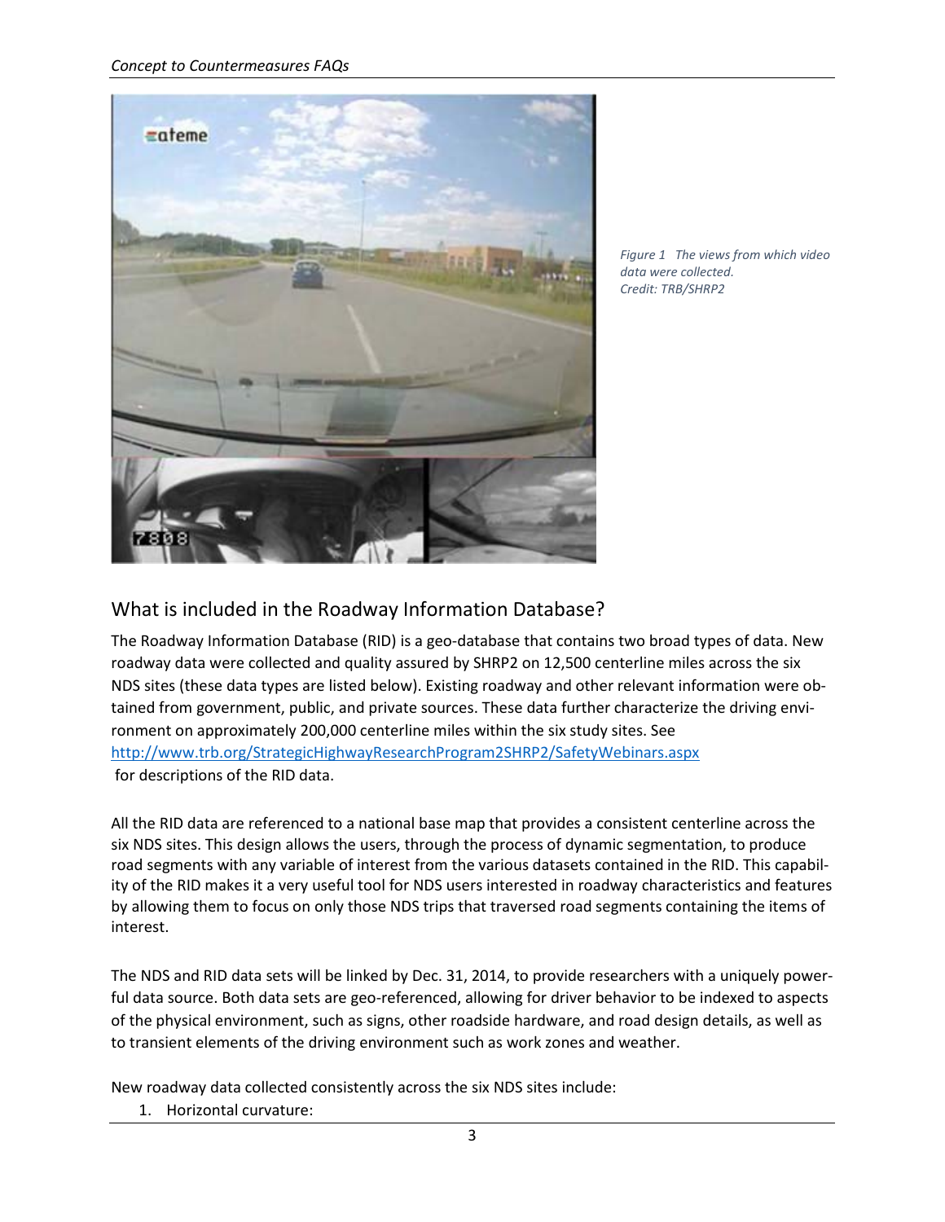*Figure 1 The views from which video data were collected. Credit: TRB/SHRP2*

## What is included in the Roadway Information Database?

The Roadway Information Database (RID) is a geo-database that contains two broad types of data. New roadway data were collected and quality assured by SHRP2 on 12,500 centerline miles across the six NDS sites (these data types are listed below). Existing roadway and other relevant information were obtained from government, public, and private sources. These data further characterize the driving environment on approximately 200,000 centerline miles within the six study sites. See [http://www.trb.org/StrategicHighwayResearchProgram2SHRP2/SafetyWebinars.aspx](http://www.trb.org/StrategicHighwayResearchProgram2SHRP2/SafetyWebinars.aspx) for descriptions of the RID data.

All the RID data are referenced to a national base map that provides a consistent centerline across the six NDS sites. This design allows the users, through the process of dynamic segmentation, to produce road segments with any variable of interest from the various datasets contained in the RID. This capability of the RID makes it a very useful tool for NDS users interested in roadway characteristics and features by allowing them to focus on only those NDS trips that traversed road segments containing the items of interest.

The NDS and RID data sets will be linked by Dec. 31, 2014, to provide researchers with a uniquely powerful data source. Both data sets are geo-referenced, allowing for driver behavior to be indexed to aspects of the physical environment, such as signs, other roadside hardware, and road design details, as well as to transient elements of the driving environment such as work zones and weather.

New roadway data collected consistently across the six NDS sites include:

1. Horizontal curvature: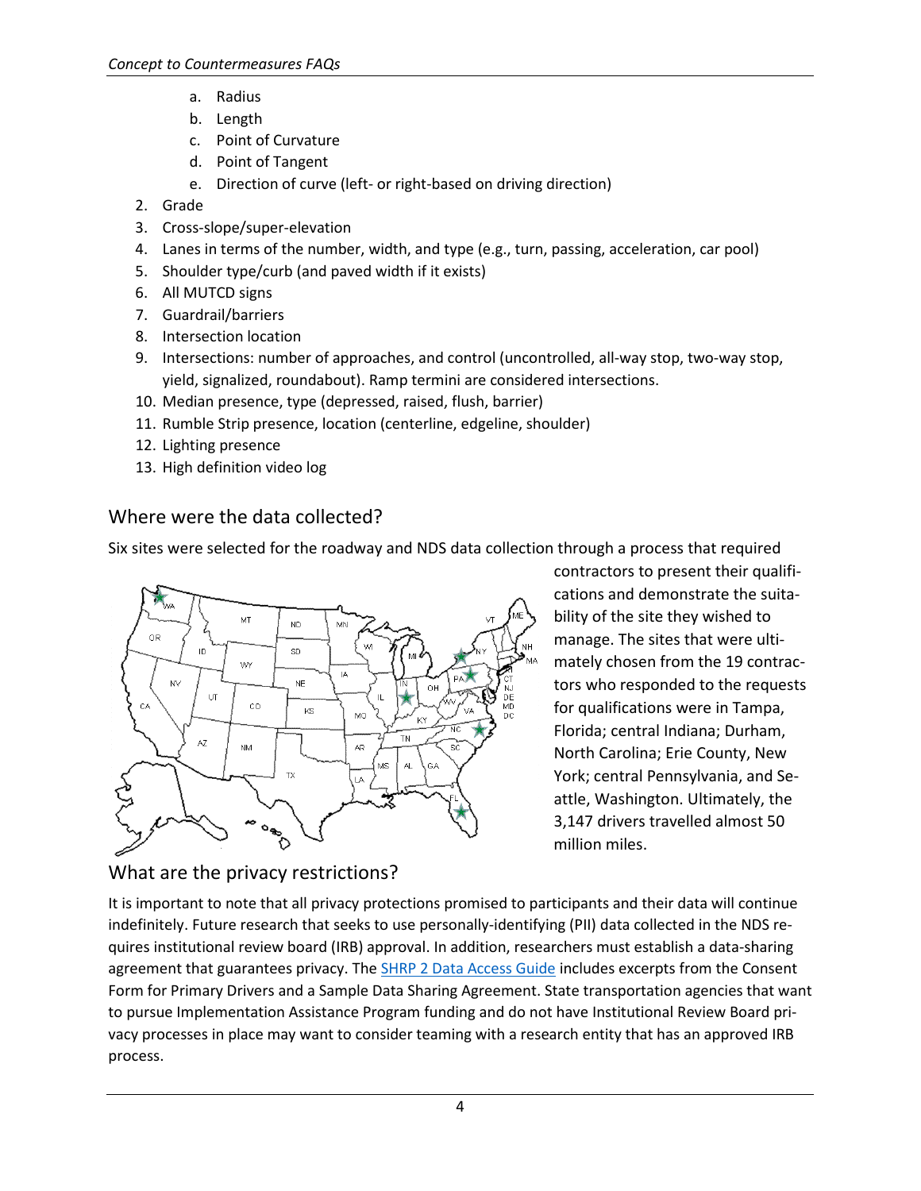a. Radius
b. Length
c. Point of Curvature
d. Point of Tangent
e. Direction of curve (left- or right-based on driving direction)

2. Grade
3. Cross-slope/super-elevation
4. Lanes in terms of the number, width, and type (e.g., turn, passing, acceleration, car pool)
5. Shoulder type/curb (and paved width if it exists)
6. All MUTCD signs
7. Guardrail/barriers
8. Intersection location
9. Intersections: number of approaches, and control (uncontrolled, all-way stop, two-way stop, yield, signalized, roundabout). Ramp termini are considered intersections.
10. Median presence, type (depressed, raised, flush, barrier)
11. Rumble Strip presence, location (centerline, edgeline, shoulder)
12. Lighting presence
13. High definition video log

## Where were the data collected?

Six sites were selected for the roadway and NDS data collection through a process that required contractors to present their qualifications and demonstrate the suitability of the site they wished to manage. The sites that were ultimately chosen from the 19 contractors who responded to the requests for qualifications were in Tampa, Florida; central Indiana; Durham, North Carolina; Erie County, New York; central Pennsylvania, and Seattle, Washington. Ultimately, the 3,147 drivers travelled almost 50 million miles.

## What are the privacy restrictions?

It is important to note that all privacy protections promised to participants and their data will continue indefinitely. Future research that seeks to use personally-identifying (PII) data collected in the NDS requires institutional review board (IRB) approval. In addition, researchers must establish a data-sharing agreement that guarantees privacy. The SHRP 2 Data Access Guide includes excerpts from the Consent Form for Primary Drivers and a Sample Data Sharing Agreement. State transportation agencies that want to pursue Implementation Assistance Program funding and do not have Institutional Review Board privacy processes in place may want to consider teaming with a research entity that has an approved IRB process.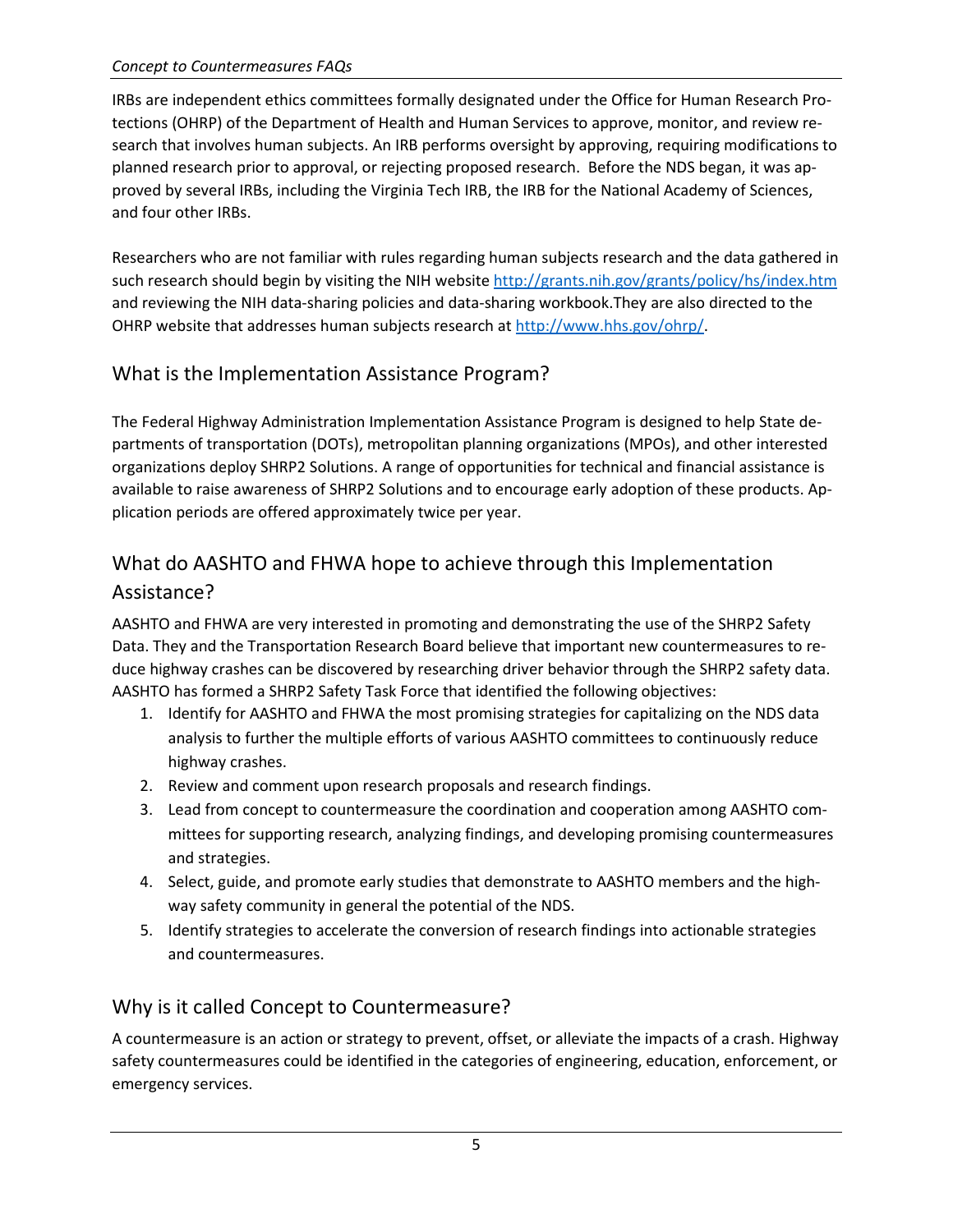IRBs are independent ethics committees formally designated under the Office for Human Research Protections (OHRP) of the Department of Health and Human Services to approve, monitor, and review research that involves human subjects. An IRB performs oversight by approving, requiring modifications to planned research prior to approval, or rejecting proposed research. Before the NDS began, it was approved by several IRBs, including the Virginia Tech IRB, the IRB for the National Academy of Sciences, and four other IRBs.

Researchers who are not familiar with rules regarding human subjects research and the data gathered in such research should begin by visiting the NIH website http://grants.nih.gov/grants/policy/hs/index.htm and reviewing the NIH data-sharing policies and data-sharing workbook.They are also directed to the OHRP website that addresses human subjects research at http://www.hhs.gov/ohrp/.

## What is the Implementation Assistance Program?

The Federal Highway Administration Implementation Assistance Program is designed to help State departments of transportation (DOTs), metropolitan planning organizations (MPOs), and other interested organizations deploy SHRP2 Solutions. A range of opportunities for technical and financial assistance is available to raise awareness of SHRP2 Solutions and to encourage early adoption of these products. Application periods are offered approximately twice per year.

## What do AASHTO and FHWA hope to achieve through this Implementation Assistance?

AASHTO and FHWA are very interested in promoting and demonstrating the use of the SHRP2 Safety Data. They and the Transportation Research Board believe that important new countermeasures to reduce highway crashes can be discovered by researching driver behavior through the SHRP2 safety data. AASHTO has formed a SHRP2 Safety Task Force that identified the following objectives:

1. Identify for AASHTO and FHWA the most promising strategies for capitalizing on the NDS data analysis to further the multiple efforts of various AASHTO committees to continuously reduce highway crashes.
2. Review and comment upon research proposals and research findings.
3. Lead from concept to countermeasure the coordination and cooperation among AASHTO committees for supporting research, analyzing findings, and developing promising countermeasures and strategies.
4. Select, guide, and promote early studies that demonstrate to AASHTO members and the highway safety community in general the potential of the NDS.
5. Identify strategies to accelerate the conversion of research findings into actionable strategies and countermeasures.

## Why is it called Concept to Countermeasure?

A countermeasure is an action or strategy to prevent, offset, or alleviate the impacts of a crash. Highway safety countermeasures could be identified in the categories of engineering, education, enforcement, or emergency services.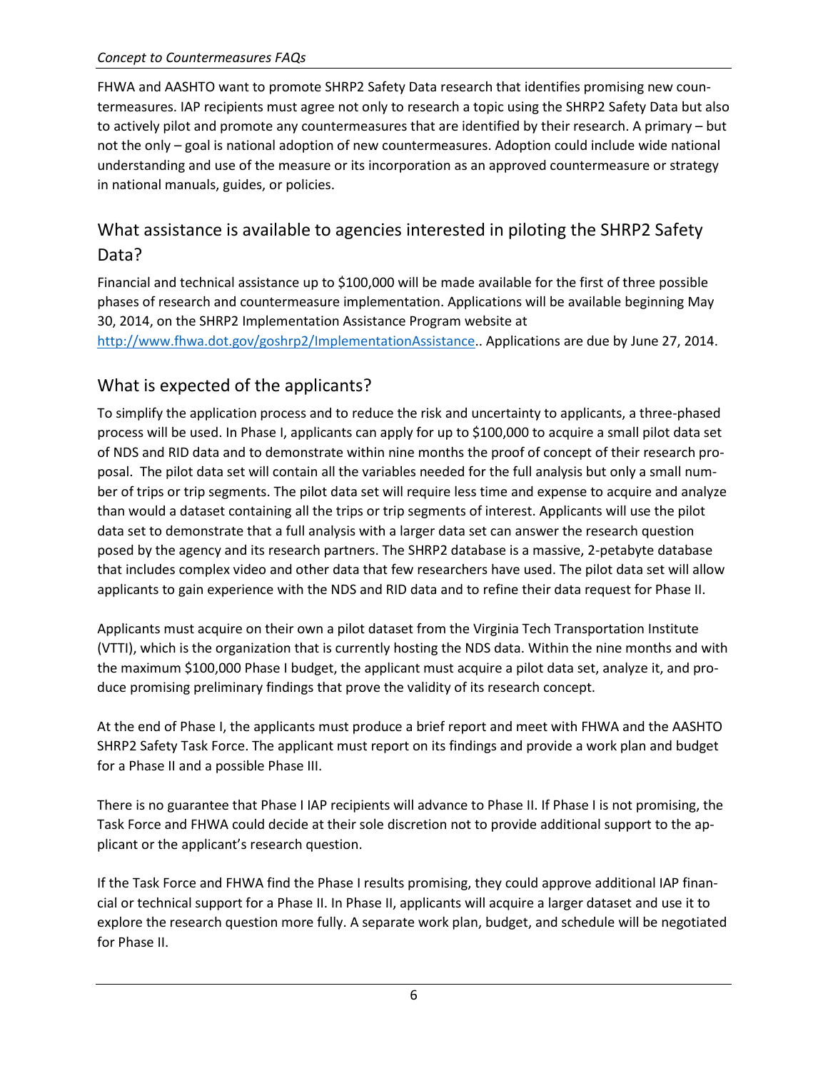FHWA and AASHTO want to promote SHRP2 Safety Data research that identifies promising new countermeasures. IAP recipients must agree not only to research a topic using the SHRP2 Safety Data but also to actively pilot and promote any countermeasures that are identified by their research. A primary – but not the only – goal is national adoption of new countermeasures. Adoption could include wide national understanding and use of the measure or its incorporation as an approved countermeasure or strategy in national manuals, guides, or policies.

## What assistance is available to agencies interested in piloting the SHRP2 Safety Data?

Financial and technical assistance up to $100,000 will be made available for the first of three possible phases of research and countermeasure implementation. Applications will be available beginning May 30, 2014, on the SHRP2 Implementation Assistance Program website at http://www.fhwa.dot.gov/goshrp2/ImplementationAssistance.. Applications are due by June 27, 2014.

## What is expected of the applicants?

To simplify the application process and to reduce the risk and uncertainty to applicants, a three-phased process will be used. In Phase I, applicants can apply for up to $100,000 to acquire a small pilot data set of NDS and RID data and to demonstrate within nine months the proof of concept of their research proposal. The pilot data set will contain all the variables needed for the full analysis but only a small number of trips or trip segments. The pilot data set will require less time and expense to acquire and analyze than would a dataset containing all the trips or trip segments of interest. Applicants will use the pilot data set to demonstrate that a full analysis with a larger data set can answer the research question posed by the agency and its research partners. The SHRP2 database is a massive, 2-petabyte database that includes complex video and other data that few researchers have used. The pilot data set will allow applicants to gain experience with the NDS and RID data and to refine their data request for Phase II.

Applicants must acquire on their own a pilot dataset from the Virginia Tech Transportation Institute (VTTI), which is the organization that is currently hosting the NDS data. Within the nine months and with the maximum $100,000 Phase I budget, the applicant must acquire a pilot data set, analyze it, and produce promising preliminary findings that prove the validity of its research concept.

At the end of Phase I, the applicants must produce a brief report and meet with FHWA and the AASHTO SHRP2 Safety Task Force. The applicant must report on its findings and provide a work plan and budget for a Phase II and a possible Phase III.

There is no guarantee that Phase I IAP recipients will advance to Phase II. If Phase I is not promising, the Task Force and FHWA could decide at their sole discretion not to provide additional support to the applicant or the applicant's research question.

If the Task Force and FHWA find the Phase I results promising, they could approve additional IAP financial or technical support for a Phase II. In Phase II, applicants will acquire a larger dataset and use it to explore the research question more fully. A separate work plan, budget, and schedule will be negotiated for Phase II.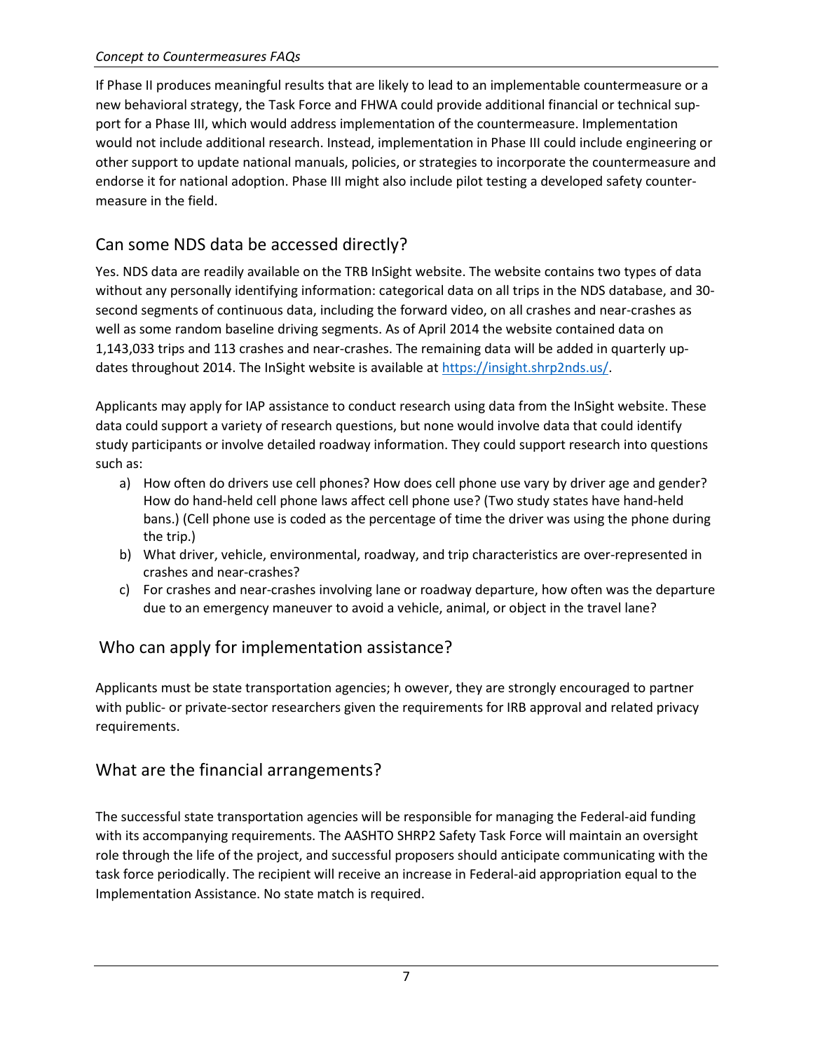If Phase II produces meaningful results that are likely to lead to an implementable countermeasure or a new behavioral strategy, the Task Force and FHWA could provide additional financial or technical support for a Phase III, which would address implementation of the countermeasure. Implementation would not include additional research. Instead, implementation in Phase III could include engineering or other support to update national manuals, policies, or strategies to incorporate the countermeasure and endorse it for national adoption. Phase III might also include pilot testing a developed safety countermeasure in the field.

## Can some NDS data be accessed directly?

Yes. NDS data are readily available on the TRB InSight website. The website contains two types of data without any personally identifying information: categorical data on all trips in the NDS database, and 30-second segments of continuous data, including the forward video, on all crashes and near-crashes as well as some random baseline driving segments. As of April 2014 the website contained data on 1,143,033 trips and 113 crashes and near-crashes. The remaining data will be added in quarterly updates throughout 2014. The InSight website is available at https://insight.shrp2nds.us/.

Applicants may apply for IAP assistance to conduct research using data from the InSight website. These data could support a variety of research questions, but none would involve data that could identify study participants or involve detailed roadway information. They could support research into questions such as:

a) How often do drivers use cell phones? How does cell phone use vary by driver age and gender? How do hand-held cell phone laws affect cell phone use? (Two study states have hand-held bans.) (Cell phone use is coded as the percentage of time the driver was using the phone during the trip.)
b) What driver, vehicle, environmental, roadway, and trip characteristics are over-represented in crashes and near-crashes?
c) For crashes and near-crashes involving lane or roadway departure, how often was the departure due to an emergency maneuver to avoid a vehicle, animal, or object in the travel lane?

## Who can apply for implementation assistance?

Applicants must be state transportation agencies; h owever, they are strongly encouraged to partner with public- or private-sector researchers given the requirements for IRB approval and related privacy requirements.

## What are the financial arrangements?

The successful state transportation agencies will be responsible for managing the Federal-aid funding with its accompanying requirements. The AASHTO SHRP2 Safety Task Force will maintain an oversight role through the life of the project, and successful proposers should anticipate communicating with the task force periodically. The recipient will receive an increase in Federal-aid appropriation equal to the Implementation Assistance. No state match is required.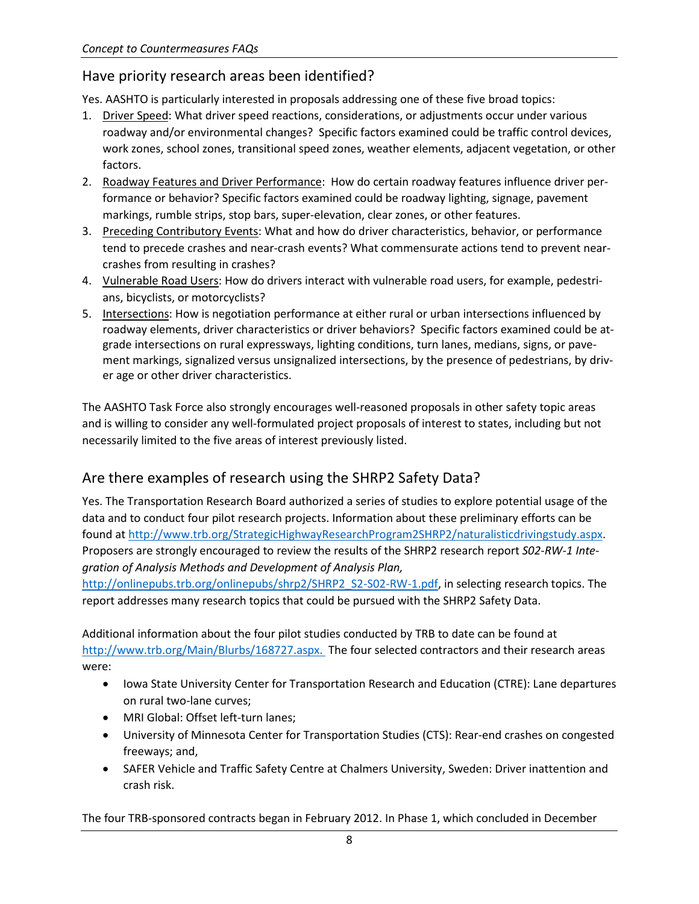## Have priority research areas been identified?

Yes. AASHTO is particularly interested in proposals addressing one of these five broad topics:

1. Driver Speed: What driver speed reactions, considerations, or adjustments occur under various roadway and/or environmental changes? Specific factors examined could be traffic control devices, work zones, school zones, transitional speed zones, weather elements, adjacent vegetation, or other factors.
2. Roadway Features and Driver Performance: How do certain roadway features influence driver performance or behavior? Specific factors examined could be roadway lighting, signage, pavement markings, rumble strips, stop bars, super-elevation, clear zones, or other features.
3. Preceding Contributory Events: What and how do driver characteristics, behavior, or performance tend to precede crashes and near-crash events? What commensurate actions tend to prevent near-crashes from resulting in crashes?
4. Vulnerable Road Users: How do drivers interact with vulnerable road users, for example, pedestrians, bicyclists, or motorcyclists?
5. Intersections: How is negotiation performance at either rural or urban intersections influenced by roadway elements, driver characteristics or driver behaviors? Specific factors examined could be at-grade intersections on rural expressways, lighting conditions, turn lanes, medians, signs, or pavement markings, signalized versus unsignalized intersections, by the presence of pedestrians, by driver age or other driver characteristics.

The AASHTO Task Force also strongly encourages well-reasoned proposals in other safety topic areas and is willing to consider any well-formulated project proposals of interest to states, including but not necessarily limited to the five areas of interest previously listed.

## Are there examples of research using the SHRP2 Safety Data?

Yes. The Transportation Research Board authorized a series of studies to explore potential usage of the data and to conduct four pilot research projects. Information about these preliminary efforts can be found at http://www.trb.org/StrategicHighwayResearchProgram2SHRP2/naturalisticdrivingstudy.aspx. Proposers are strongly encouraged to review the results of the SHRP2 research report *S02-RW-1 Integration of Analysis Methods and Development of Analysis Plan,* http://onlinepubs.trb.org/onlinepubs/shrp2/SHRP2_S2-S02-RW-1.pdf, in selecting research topics. The report addresses many research topics that could be pursued with the SHRP2 Safety Data.

Additional information about the four pilot studies conducted by TRB to date can be found at http://www.trb.org/Main/Blurbs/168727.aspx. The four selected contractors and their research areas were:

- Iowa State University Center for Transportation Research and Education (CTRE): Lane departures on rural two-lane curves;
- MRI Global: Offset left-turn lanes;
- University of Minnesota Center for Transportation Studies (CTS): Rear-end crashes on congested freeways; and,
- SAFER Vehicle and Traffic Safety Centre at Chalmers University, Sweden: Driver inattention and crash risk.

The four TRB-sponsored contracts began in February 2012. In Phase 1, which concluded in December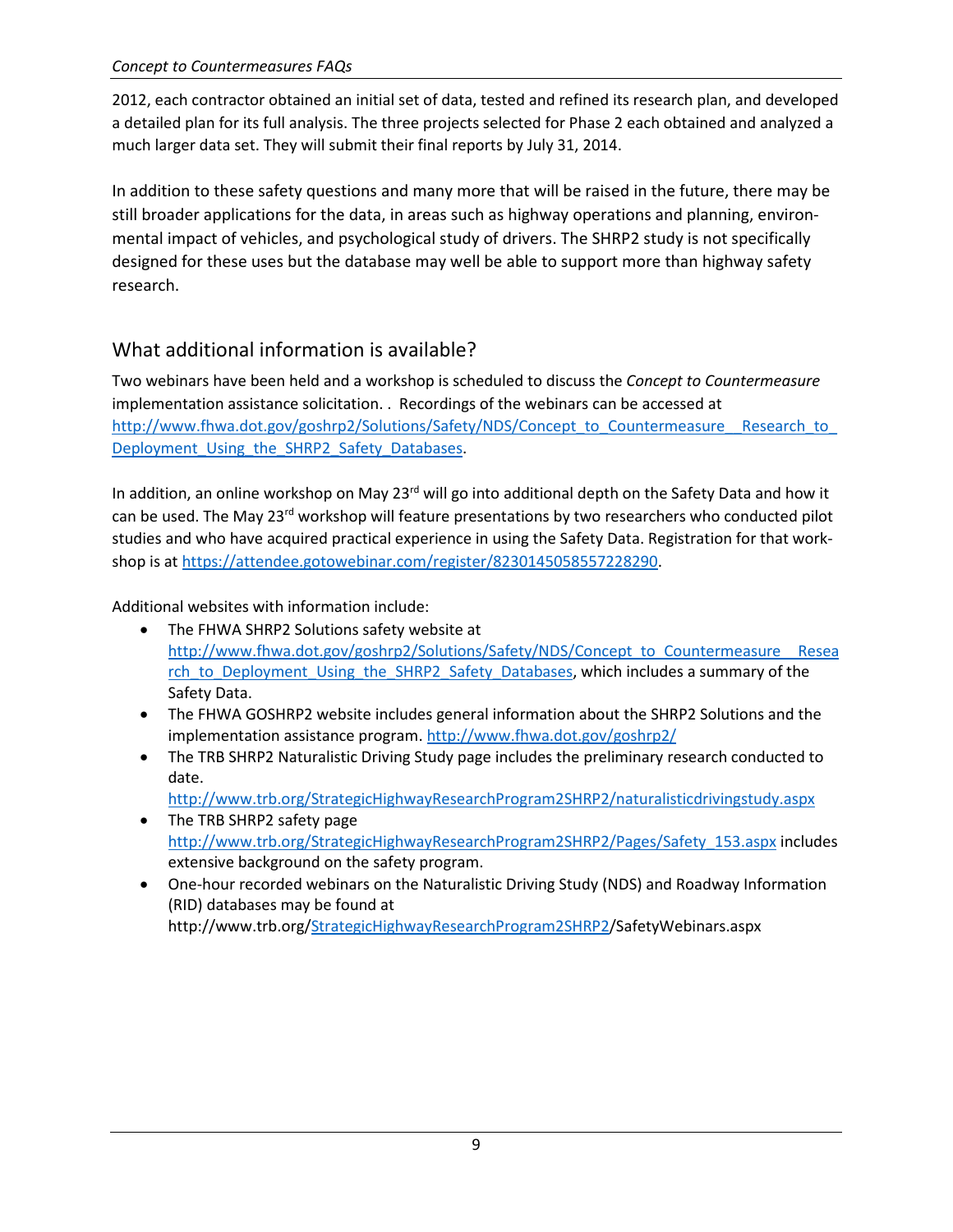2012, each contractor obtained an initial set of data, tested and refined its research plan, and developed a detailed plan for its full analysis. The three projects selected for Phase 2 each obtained and analyzed a much larger data set. They will submit their final reports by July 31, 2014.

In addition to these safety questions and many more that will be raised in the future, there may be still broader applications for the data, in areas such as highway operations and planning, environmental impact of vehicles, and psychological study of drivers. The SHRP2 study is not specifically designed for these uses but the database may well be able to support more than highway safety research.

## What additional information is available?

Two webinars have been held and a workshop is scheduled to discuss the *Concept to Countermeasure* implementation assistance solicitation. . Recordings of the webinars can be accessed at http://www.fhwa.dot.gov/goshrp2/Solutions/Safety/NDS/Concept_to_Countermeasure__Research_to_Deployment_Using_the_SHRP2_Safety_Databases.

In addition, an online workshop on May 23rd will go into additional depth on the Safety Data and how it can be used. The May 23rd workshop will feature presentations by two researchers who conducted pilot studies and who have acquired practical experience in using the Safety Data. Registration for that workshop is at https://attendee.gotowebinar.com/register/8230145058557228290.

Additional websites with information include:

- The FHWA SHRP2 Solutions safety website at http://www.fhwa.dot.gov/goshrp2/Solutions/Safety/NDS/Concept_to_Countermeasure__Research_to_Deployment_Using_the_SHRP2_Safety_Databases, which includes a summary of the Safety Data.
- The FHWA GOSHRP2 website includes general information about the SHRP2 Solutions and the implementation assistance program. http://www.fhwa.dot.gov/goshrp2/
- The TRB SHRP2 Naturalistic Driving Study page includes the preliminary research conducted to date. http://www.trb.org/StrategicHighwayResearchProgram2SHRP2/naturalisticdrivingstudy.aspx
- The TRB SHRP2 safety page http://www.trb.org/StrategicHighwayResearchProgram2SHRP2/Pages/Safety_153.aspx includes extensive background on the safety program.
- One-hour recorded webinars on the Naturalistic Driving Study (NDS) and Roadway Information (RID) databases may be found at http://www.trb.org/StrategicHighwayResearchProgram2SHRP2/SafetyWebinars.aspx